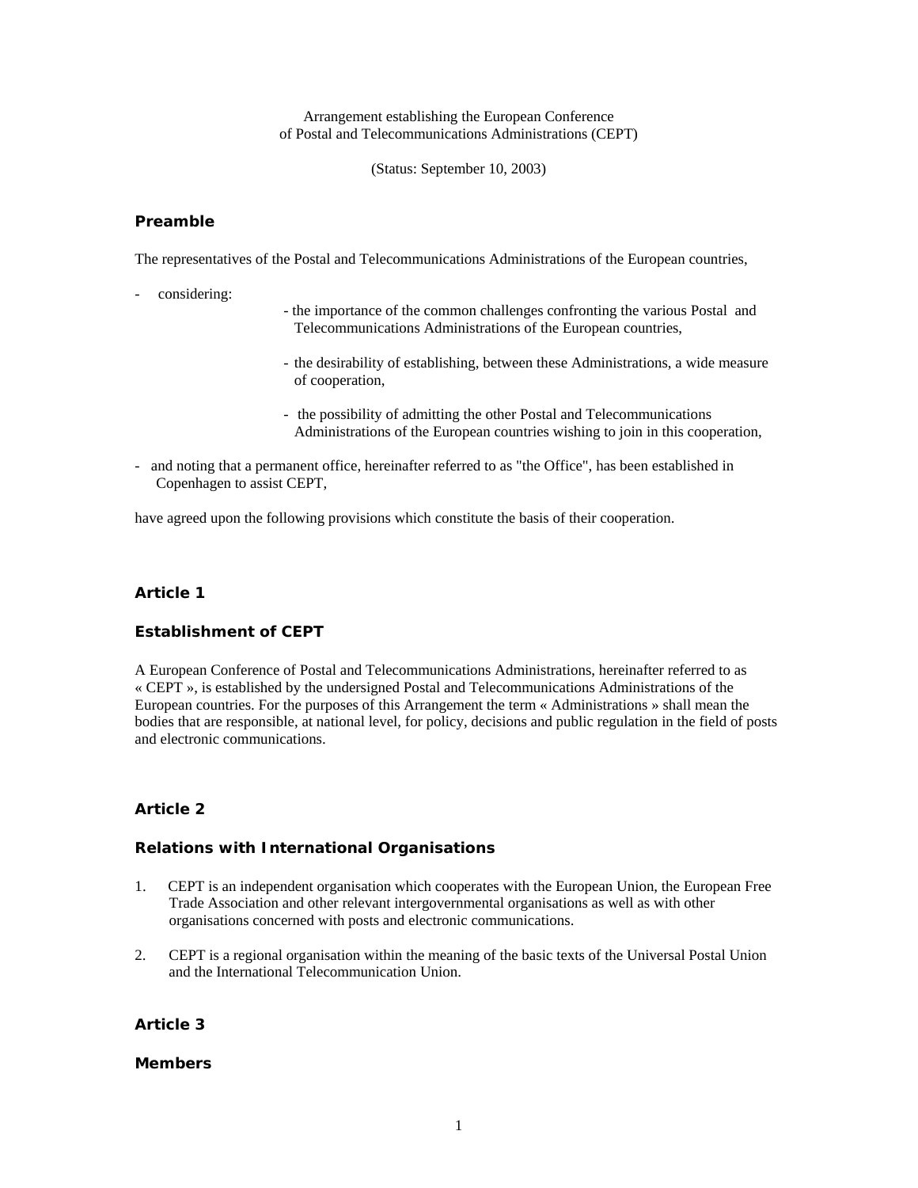Arrangement establishing the European Conference of Postal and Telecommunications Administrations (CEPT)

(Status: September 10, 2003)

## Preamble

The representatives of the Postal and Telecommunications Administrations of the European countries,

- considering:
  - the importance of the common challenges confronting the various Postal and Telecommunications Administrations of the European countries,
  - the desirability of establishing, between these Administrations, a wide measure of cooperation,
  - the possibility of admitting the other Postal and Telecommunications Administrations of the European countries wishing to join in this cooperation,
- and noting that a permanent office, hereinafter referred to as "the Office", has been established in Copenhagen to assist CEPT,

have agreed upon the following provisions which constitute the basis of their cooperation.

## Article 1

## Establishment of CEPT

A European Conference of Postal and Telecommunications Administrations, hereinafter referred to as « CEPT », is established by the undersigned Postal and Telecommunications Administrations of the European countries. For the purposes of this Arrangement the term « Administrations » shall mean the bodies that are responsible, at national level, for policy, decisions and public regulation in the field of posts and electronic communications.

## Article 2

## Relations with International Organisations

1. CEPT is an independent organisation which cooperates with the European Union, the European Free Trade Association and other relevant intergovernmental organisations as well as with other organisations concerned with posts and electronic communications.

2. CEPT is a regional organisation within the meaning of the basic texts of the Universal Postal Union and the International Telecommunication Union.

## Article 3

## Members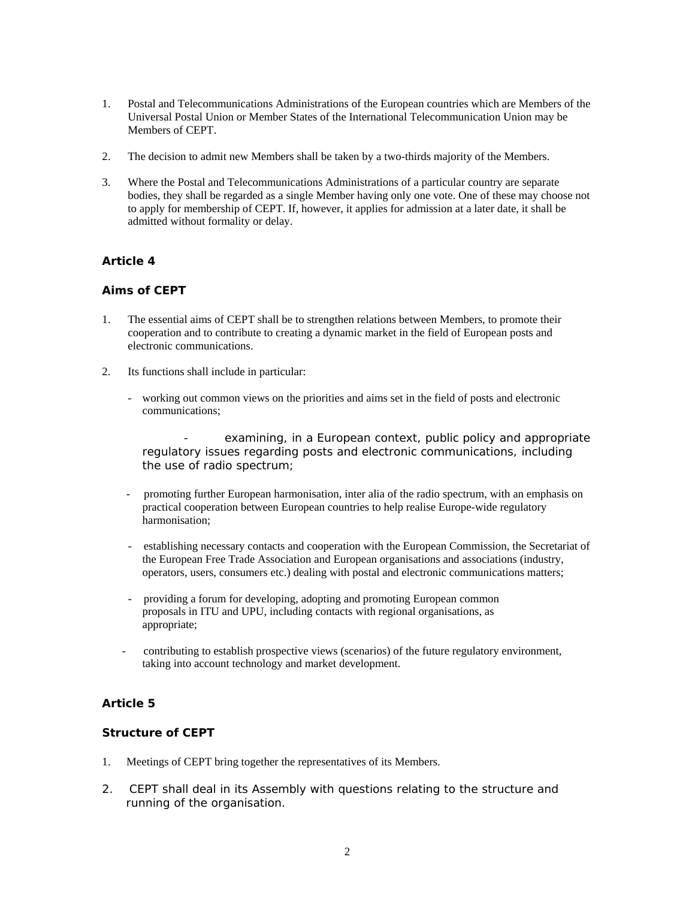1. Postal and Telecommunications Administrations of the European countries which are Members of the Universal Postal Union or Member States of the International Telecommunication Union may be Members of CEPT.

2. The decision to admit new Members shall be taken by a two-thirds majority of the Members.

3. Where the Postal and Telecommunications Administrations of a particular country are separate bodies, they shall be regarded as a single Member having only one vote. One of these may choose not to apply for membership of CEPT. If, however, it applies for admission at a later date, it shall be admitted without formality or delay.

### Article 4

### Aims of CEPT

1. The essential aims of CEPT shall be to strengthen relations between Members, to promote their cooperation and to contribute to creating a dynamic market in the field of European posts and electronic communications.

2. Its functions shall include in particular:

   - working out common views on the priorities and aims set in the field of posts and electronic communications;
   - examining, in a European context, public policy and appropriate regulatory issues regarding posts and electronic communications, including the use of radio spectrum;
   - promoting further European harmonisation, inter alia of the radio spectrum, with an emphasis on practical cooperation between European countries to help realise Europe-wide regulatory harmonisation;
   - establishing necessary contacts and cooperation with the European Commission, the Secretariat of the European Free Trade Association and European organisations and associations (industry, operators, users, consumers etc.) dealing with postal and electronic communications matters;
   - providing a forum for developing, adopting and promoting European common proposals in ITU and UPU, including contacts with regional organisations, as appropriate;
   - contributing to establish prospective views (scenarios) of the future regulatory environment, taking into account technology and market development.

### Article 5

### Structure of CEPT

1. Meetings of CEPT bring together the representatives of its Members.

2. CEPT shall deal in its Assembly with questions relating to the structure and running of the organisation.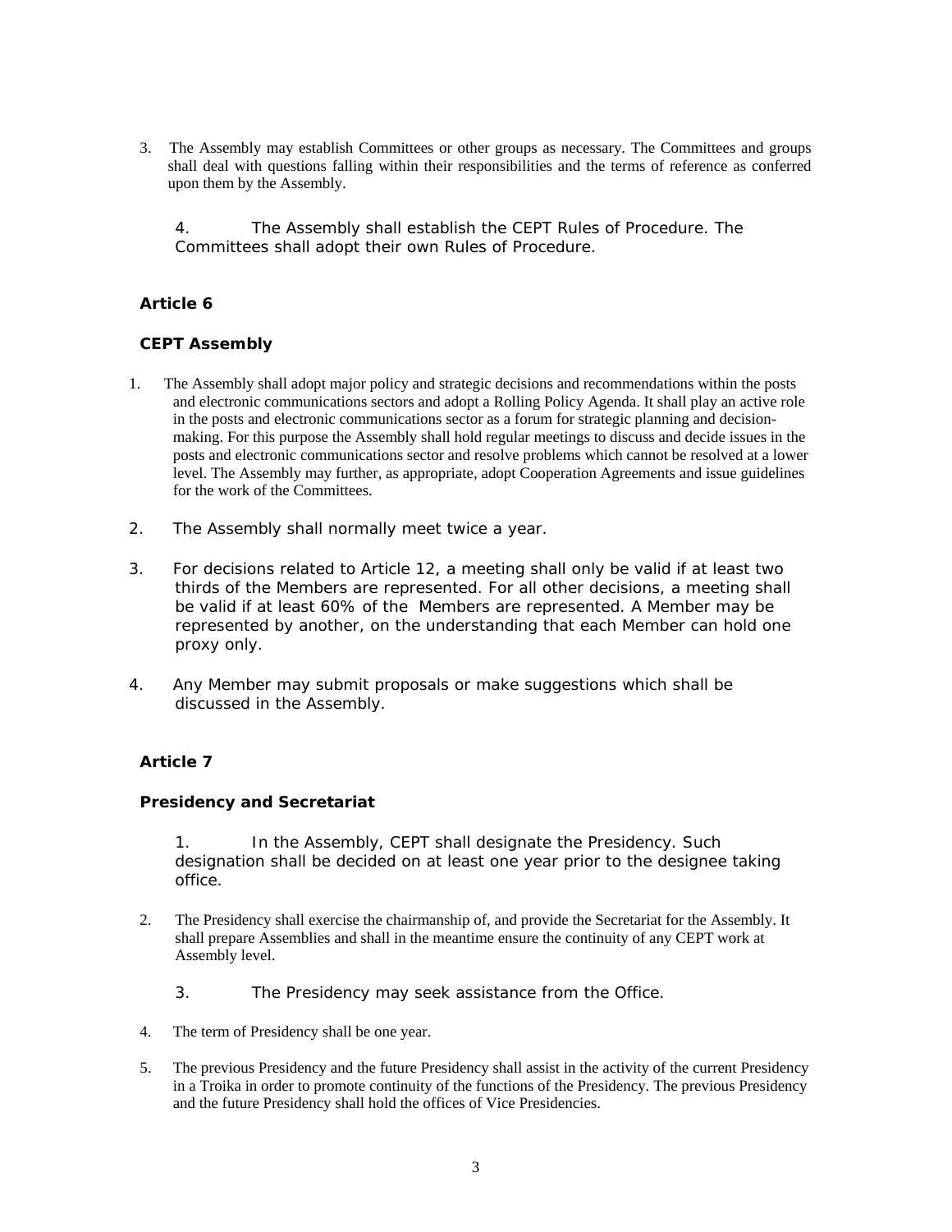3. The Assembly may establish Committees or other groups as necessary. The Committees and groups shall deal with questions falling within their responsibilities and the terms of reference as conferred upon them by the Assembly.

4. The Assembly shall establish the CEPT Rules of Procedure. The Committees shall adopt their own Rules of Procedure.

**Article 6**

**CEPT Assembly**

1. The Assembly shall adopt major policy and strategic decisions and recommendations within the posts and electronic communications sectors and adopt a Rolling Policy Agenda. It shall play an active role in the posts and electronic communications sector as a forum for strategic planning and decision-making. For this purpose the Assembly shall hold regular meetings to discuss and decide issues in the posts and electronic communications sector and resolve problems which cannot be resolved at a lower level. The Assembly may further, as appropriate, adopt Cooperation Agreements and issue guidelines for the work of the Committees.

2. The Assembly shall normally meet twice a year.

3. For decisions related to Article 12, a meeting shall only be valid if at least two thirds of the Members are represented. For all other decisions, a meeting shall be valid if at least 60% of the Members are represented. A Member may be represented by another, on the understanding that each Member can hold one proxy only.

4. Any Member may submit proposals or make suggestions which shall be discussed in the Assembly.

**Article 7**

**Presidency and Secretariat**

1. In the Assembly, CEPT shall designate the Presidency. Such designation shall be decided on at least one year prior to the designee taking office.

2. The Presidency shall exercise the chairmanship of, and provide the Secretariat for the Assembly. It shall prepare Assemblies and shall in the meantime ensure the continuity of any CEPT work at Assembly level.

3. The Presidency may seek assistance from the Office.

4. The term of Presidency shall be one year.

5. The previous Presidency and the future Presidency shall assist in the activity of the current Presidency in a Troika in order to promote continuity of the functions of the Presidency. The previous Presidency and the future Presidency shall hold the offices of Vice Presidencies.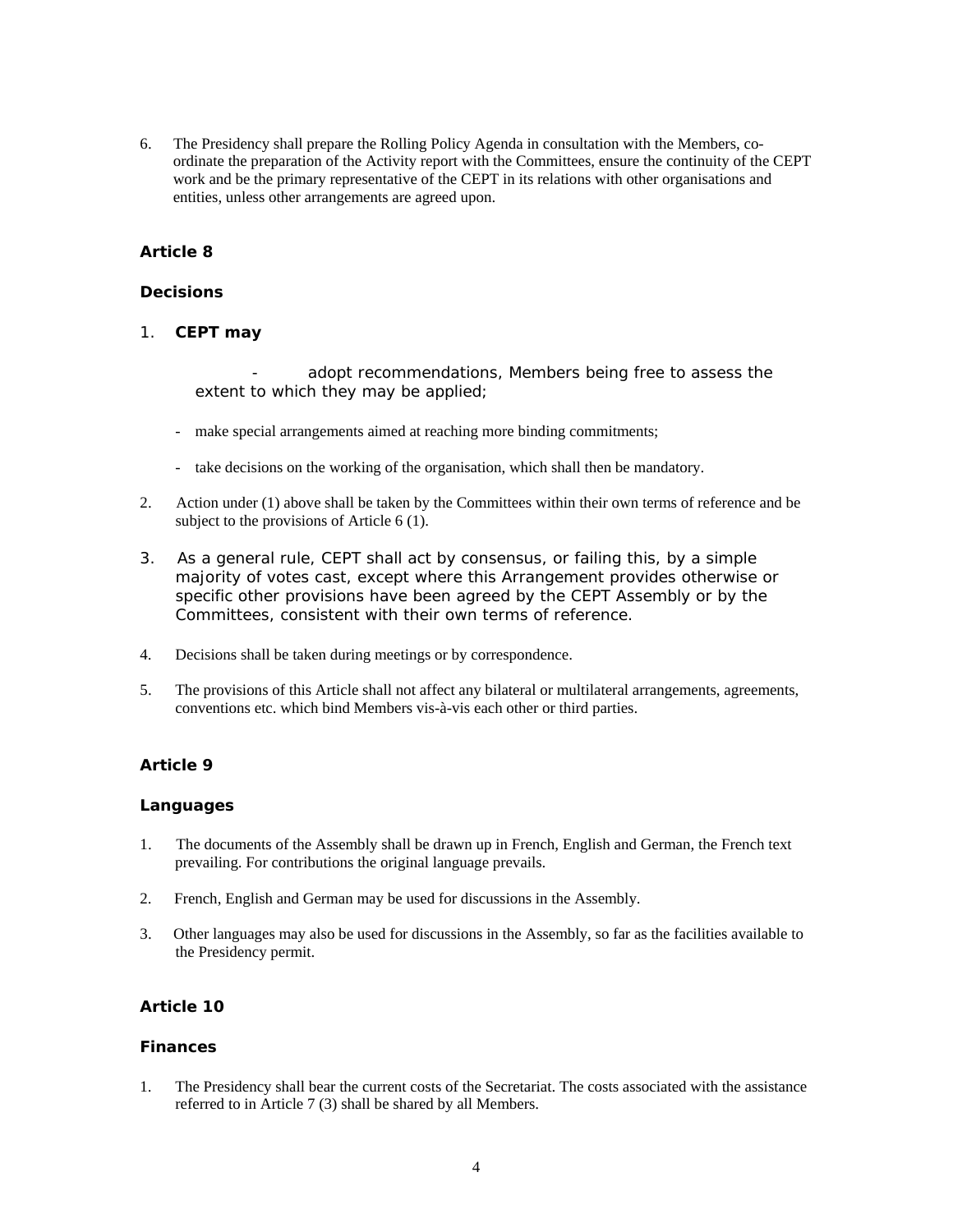6. The Presidency shall prepare the Rolling Policy Agenda in consultation with the Members, co-ordinate the preparation of the Activity report with the Committees, ensure the continuity of the CEPT work and be the primary representative of the CEPT in its relations with other organisations and entities, unless other arrangements are agreed upon.

## Article 8

### Decisions

1. **CEPT may**

   - adopt recommendations, Members being free to assess the extent to which they may be applied;
   - make special arrangements aimed at reaching more binding commitments;
   - take decisions on the working of the organisation, which shall then be mandatory.

2. Action under (1) above shall be taken by the Committees within their own terms of reference and be subject to the provisions of Article 6 (1).

3. As a general rule, CEPT shall act by consensus, or failing this, by a simple majority of votes cast, except where this Arrangement provides otherwise or specific other provisions have been agreed by the CEPT Assembly or by the Committees, consistent with their own terms of reference.

4. Decisions shall be taken during meetings or by correspondence.

5. The provisions of this Article shall not affect any bilateral or multilateral arrangements, agreements, conventions etc. which bind Members vis-à-vis each other or third parties.

## Article 9

### Languages

1. The documents of the Assembly shall be drawn up in French, English and German, the French text prevailing. For contributions the original language prevails.

2. French, English and German may be used for discussions in the Assembly.

3. Other languages may also be used for discussions in the Assembly, so far as the facilities available to the Presidency permit.

## Article 10

### Finances

1. The Presidency shall bear the current costs of the Secretariat. The costs associated with the assistance referred to in Article 7 (3) shall be shared by all Members.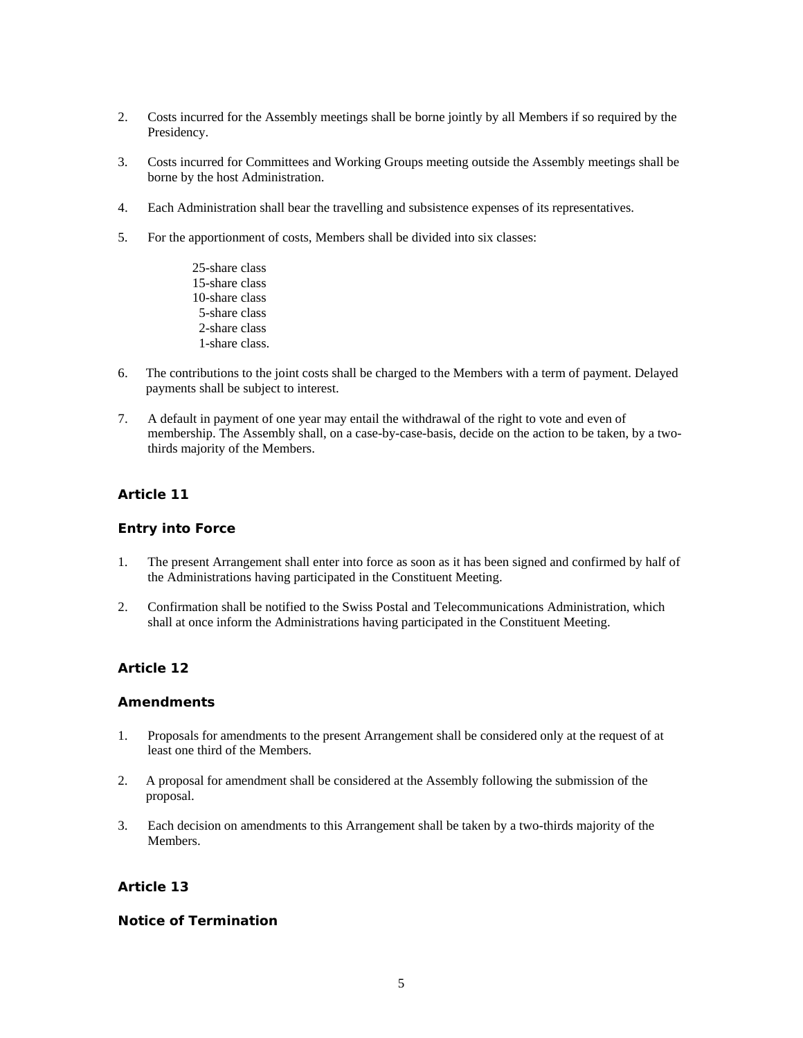2. Costs incurred for the Assembly meetings shall be borne jointly by all Members if so required by the Presidency.

3. Costs incurred for Committees and Working Groups meeting outside the Assembly meetings shall be borne by the host Administration.

4. Each Administration shall bear the travelling and subsistence expenses of its representatives.

5. For the apportionment of costs, Members shall be divided into six classes:

   25-share class
   15-share class
   10-share class
   5-share class
   2-share class
   1-share class.

6. The contributions to the joint costs shall be charged to the Members with a term of payment. Delayed payments shall be subject to interest.

7. A default in payment of one year may entail the withdrawal of the right to vote and even of membership. The Assembly shall, on a case-by-case-basis, decide on the action to be taken, by a two-thirds majority of the Members.

## Article 11

### Entry into Force

1. The present Arrangement shall enter into force as soon as it has been signed and confirmed by half of the Administrations having participated in the Constituent Meeting.

2. Confirmation shall be notified to the Swiss Postal and Telecommunications Administration, which shall at once inform the Administrations having participated in the Constituent Meeting.

## Article 12

### Amendments

1. Proposals for amendments to the present Arrangement shall be considered only at the request of at least one third of the Members.

2. A proposal for amendment shall be considered at the Assembly following the submission of the proposal.

3. Each decision on amendments to this Arrangement shall be taken by a two-thirds majority of the Members.

## Article 13

### Notice of Termination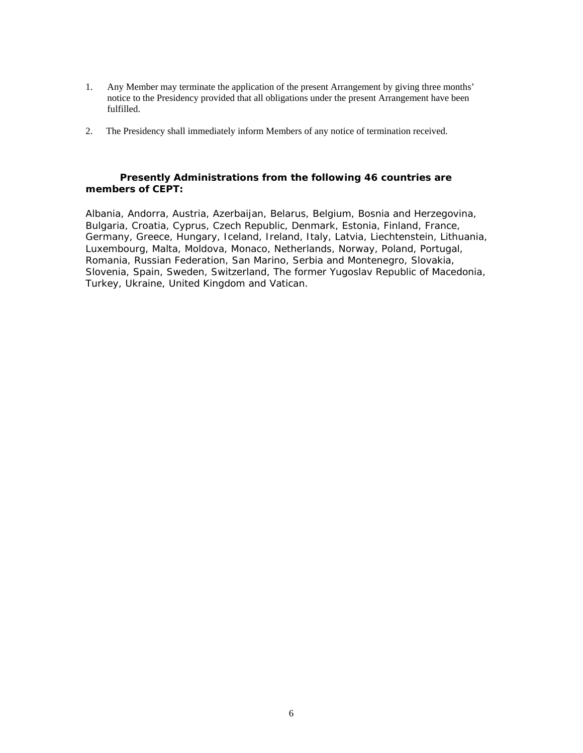1. Any Member may terminate the application of the present Arrangement by giving three months' notice to the Presidency provided that all obligations under the present Arrangement have been fulfilled.

2. The Presidency shall immediately inform Members of any notice of termination received.

**Presently Administrations from the following 46 countries are members of CEPT:**

Albania, Andorra, Austria, Azerbaijan, Belarus, Belgium, Bosnia and Herzegovina, Bulgaria, Croatia, Cyprus, Czech Republic, Denmark, Estonia, Finland, France, Germany, Greece, Hungary, Iceland, Ireland, Italy, Latvia, Liechtenstein, Lithuania, Luxembourg, Malta, Moldova, Monaco, Netherlands, Norway, Poland, Portugal, Romania, Russian Federation, San Marino, Serbia and Montenegro, Slovakia, Slovenia, Spain, Sweden, Switzerland, The former Yugoslav Republic of Macedonia, Turkey, Ukraine, United Kingdom and Vatican.